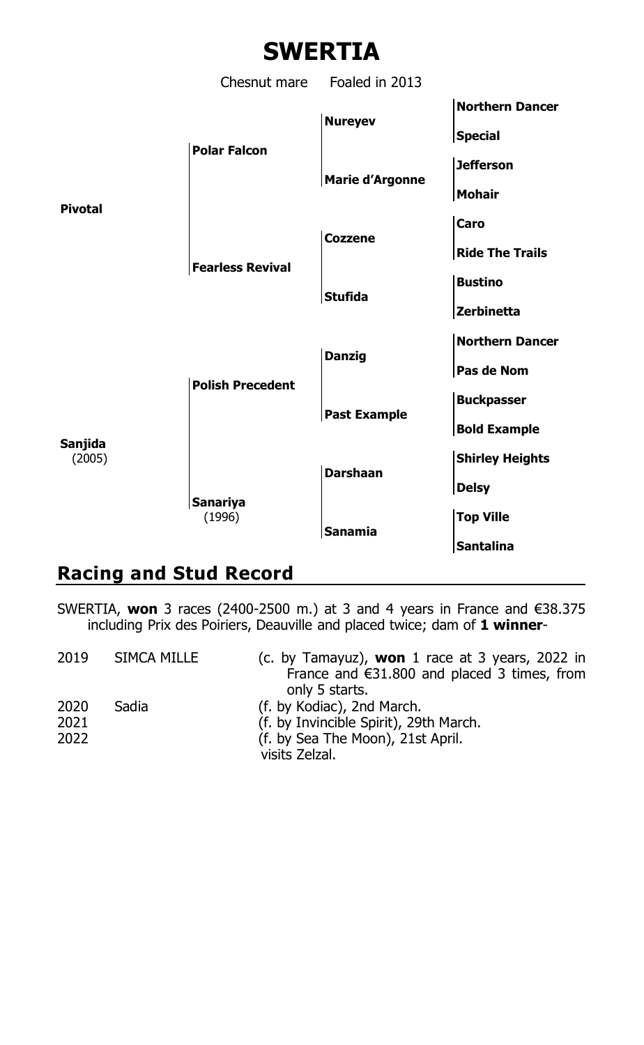# SWERTIA

Chesnut mare Foaled in 2013

| | | | |
|---|---|---|---|
| Pivotal | Polar Falcon | Nureyev | Northern Dancer |
| | | | Special |
| | | Marie d'Argonne | Jefferson |
| | | | Mohair |
| | Fearless Revival | Cozzene | Caro |
| | | | Ride The Trails |
| | | Stufida | Bustino |
| | | | Zerbinetta |
| Sanjida (2005) | Polish Precedent | Danzig | Northern Dancer |
| | | | Pas de Nom |
| | | Past Example | Buckpasser |
| | | | Bold Example |
| | Sanariya (1996) | Darshaan | Shirley Heights |
| | | | Delsy |
| | | Sanamia | Top Ville |
| | | | Santalina |

## Racing and Stud Record

SWERTIA, **won** 3 races (2400-2500 m.) at 3 and 4 years in France and €38.375 including Prix des Poiriers, Deauville and placed twice; dam of **1 winner**-

| | | |
|---|---|---|
| 2019 | SIMCA MILLE | (c. by Tamayuz), **won** 1 race at 3 years, 2022 in France and €31.800 and placed 3 times, from only 5 starts. |
| 2020 | Sadia | (f. by Kodiac), 2nd March. |
| 2021 | | (f. by Invincible Spirit), 29th March. |
| 2022 | | (f. by Sea The Moon), 21st April. |
| | | visits Zelzal. |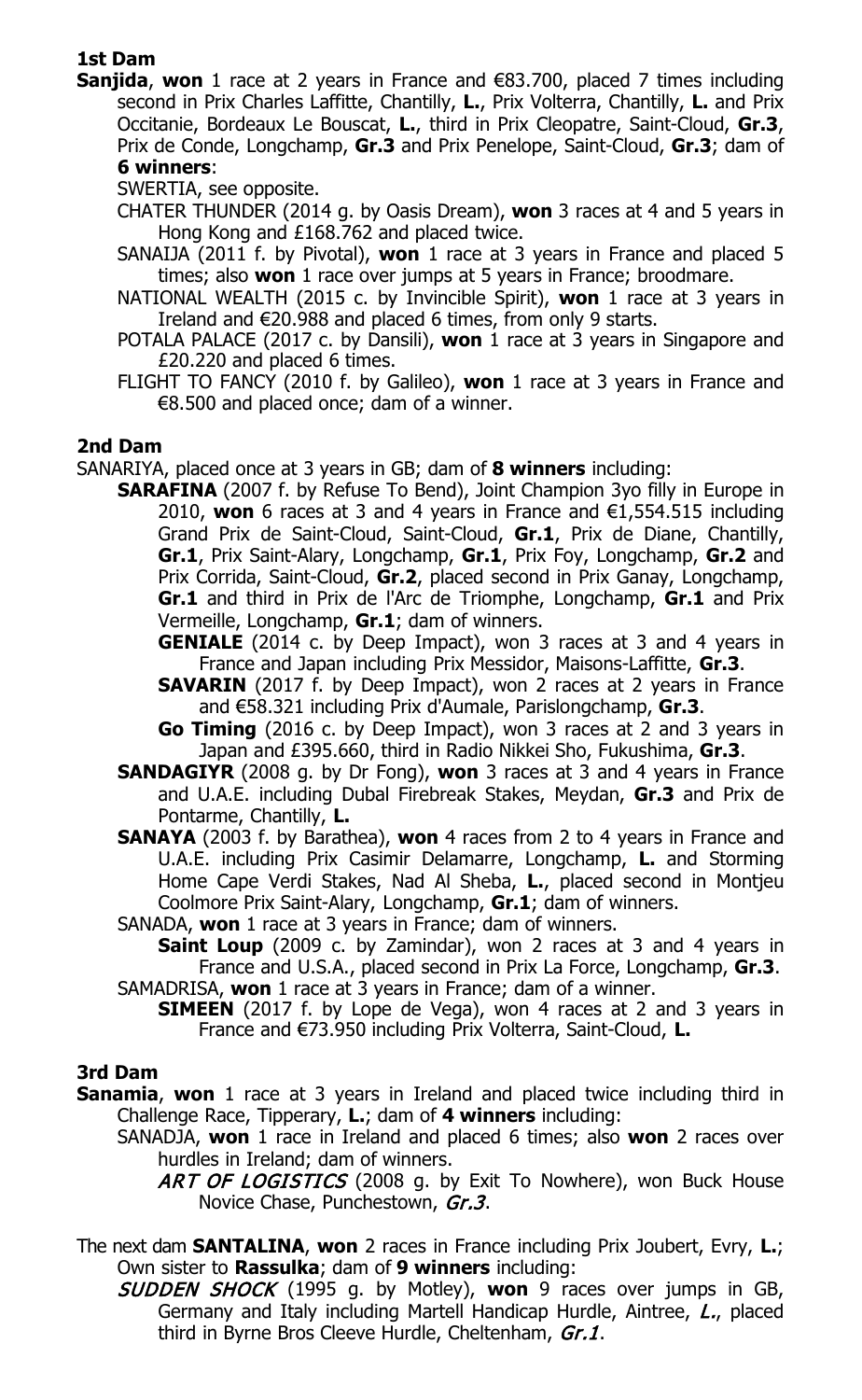## 1st Dam

**Sanjida**, **won** 1 race at 2 years in France and €83.700, placed 7 times including second in Prix Charles Laffitte, Chantilly, **L.**, Prix Volterra, Chantilly, **L.** and Prix Occitanie, Bordeaux Le Bouscat, **L.**, third in Prix Cleopatre, Saint-Cloud, **Gr.3**, Prix de Conde, Longchamp, **Gr.3** and Prix Penelope, Saint-Cloud, **Gr.3**; dam of **6 winners**:

SWERTIA, see opposite.

CHATER THUNDER (2014 g. by Oasis Dream), **won** 3 races at 4 and 5 years in Hong Kong and £168.762 and placed twice.

SANAIJA (2011 f. by Pivotal), **won** 1 race at 3 years in France and placed 5 times; also **won** 1 race over jumps at 5 years in France; broodmare.

NATIONAL WEALTH (2015 c. by Invincible Spirit), **won** 1 race at 3 years in Ireland and €20.988 and placed 6 times, from only 9 starts.

POTALA PALACE (2017 c. by Dansili), **won** 1 race at 3 years in Singapore and £20.220 and placed 6 times.

FLIGHT TO FANCY (2010 f. by Galileo), **won** 1 race at 3 years in France and €8.500 and placed once; dam of a winner.

## 2nd Dam

SANARIYA, placed once at 3 years in GB; dam of **8 winners** including:

**SARAFINA** (2007 f. by Refuse To Bend), Joint Champion 3yo filly in Europe in 2010, **won** 6 races at 3 and 4 years in France and €1,554.515 including Grand Prix de Saint-Cloud, Saint-Cloud, **Gr.1**, Prix de Diane, Chantilly, **Gr.1**, Prix Saint-Alary, Longchamp, **Gr.1**, Prix Foy, Longchamp, **Gr.2** and Prix Corrida, Saint-Cloud, **Gr.2**, placed second in Prix Ganay, Longchamp, **Gr.1** and third in Prix de l'Arc de Triomphe, Longchamp, **Gr.1** and Prix Vermeille, Longchamp, **Gr.1**; dam of winners.

**GENIALE** (2014 c. by Deep Impact), won 3 races at 3 and 4 years in France and Japan including Prix Messidor, Maisons-Laffitte, **Gr.3**.

**SAVARIN** (2017 f. by Deep Impact), won 2 races at 2 years in France and €58.321 including Prix d'Aumale, Parislongchamp, **Gr.3**.

**Go Timing** (2016 c. by Deep Impact), won 3 races at 2 and 3 years in Japan and £395.660, third in Radio Nikkei Sho, Fukushima, **Gr.3**.

**SANDAGIYR** (2008 g. by Dr Fong), **won** 3 races at 3 and 4 years in France and U.A.E. including Dubal Firebreak Stakes, Meydan, **Gr.3** and Prix de Pontarme, Chantilly, **L.**

**SANAYA** (2003 f. by Barathea), **won** 4 races from 2 to 4 years in France and U.A.E. including Prix Casimir Delamarre, Longchamp, **L.** and Storming Home Cape Verdi Stakes, Nad Al Sheba, **L.**, placed second in Montjeu Coolmore Prix Saint-Alary, Longchamp, **Gr.1**; dam of winners.

SANADA, **won** 1 race at 3 years in France; dam of winners.

**Saint Loup** (2009 c. by Zamindar), won 2 races at 3 and 4 years in France and U.S.A., placed second in Prix La Force, Longchamp, **Gr.3**.

SAMADRISA, **won** 1 race at 3 years in France; dam of a winner.

**SIMEEN** (2017 f. by Lope de Vega), won 4 races at 2 and 3 years in France and €73.950 including Prix Volterra, Saint-Cloud, **L.**

## 3rd Dam

**Sanamia**, **won** 1 race at 3 years in Ireland and placed twice including third in Challenge Race, Tipperary, **L.**; dam of **4 winners** including:

SANADJA, **won** 1 race in Ireland and placed 6 times; also **won** 2 races over hurdles in Ireland; dam of winners.

***ART OF LOGISTICS*** (2008 g. by Exit To Nowhere), won Buck House Novice Chase, Punchestown, ***Gr.3***.

The next dam **SANTALINA**, **won** 2 races in France including Prix Joubert, Evry, **L.**; Own sister to **Rassulka**; dam of **9 winners** including:

***SUDDEN SHOCK*** (1995 g. by Motley), **won** 9 races over jumps in GB, Germany and Italy including Martell Handicap Hurdle, Aintree, ***L.***, placed third in Byrne Bros Cleeve Hurdle, Cheltenham, ***Gr.1***.